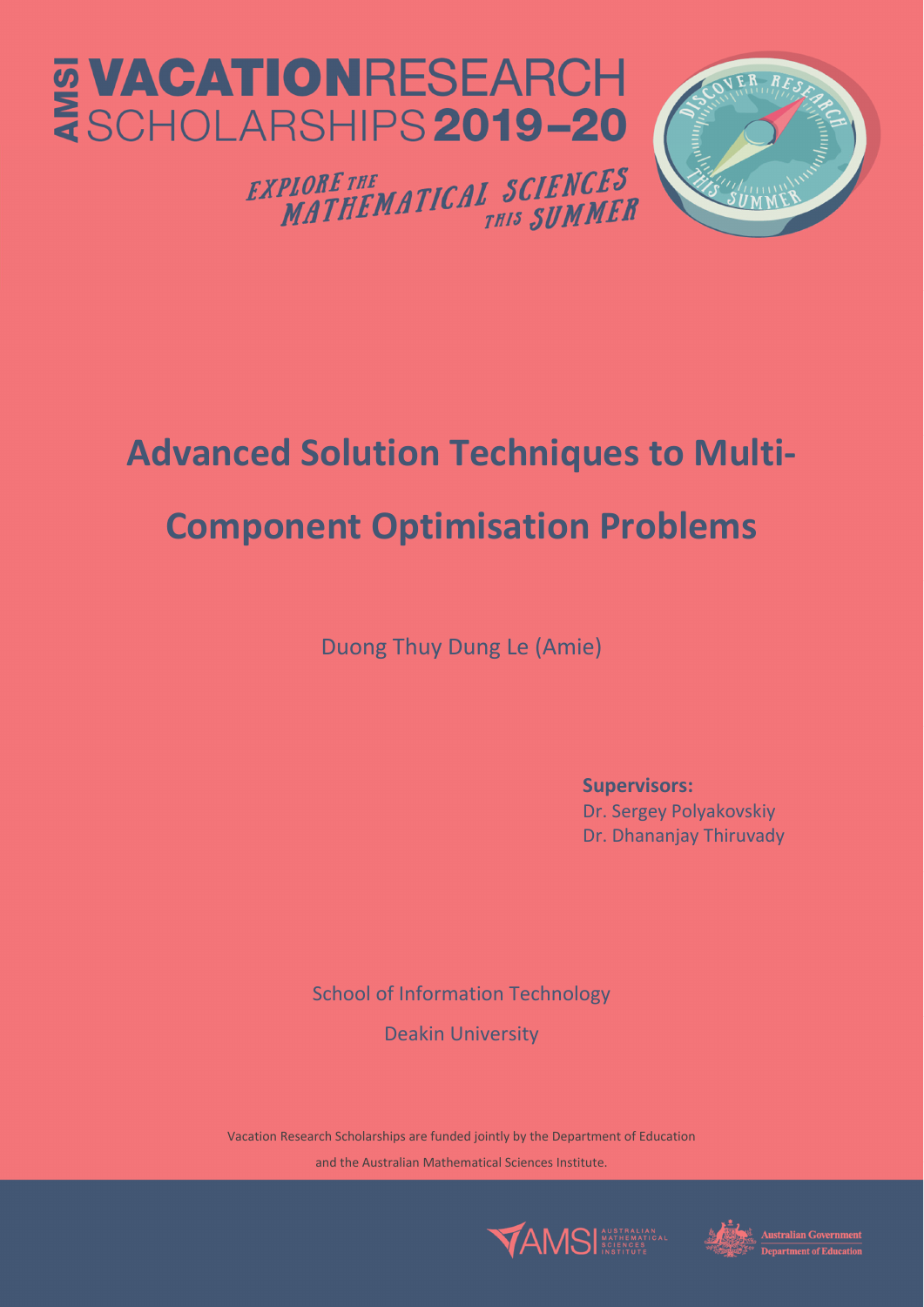# AMSI VACATION RESEARCH SCHOLARSHIPS 2019–20

*EXPLORE THE MATHEMATICAL SCIENCES THIS SUMMER*

# Advanced Solution Techniques to Multi-Component Optimisation Problems

Duong Thuy Dung Le (Amie)

**Supervisors:**
Dr. Sergey Polyakovskiy
Dr. Dhananjay Thiruvady

School of Information Technology

Deakin University

Vacation Research Scholarships are funded jointly by the Department of Education and the Australian Mathematical Sciences Institute.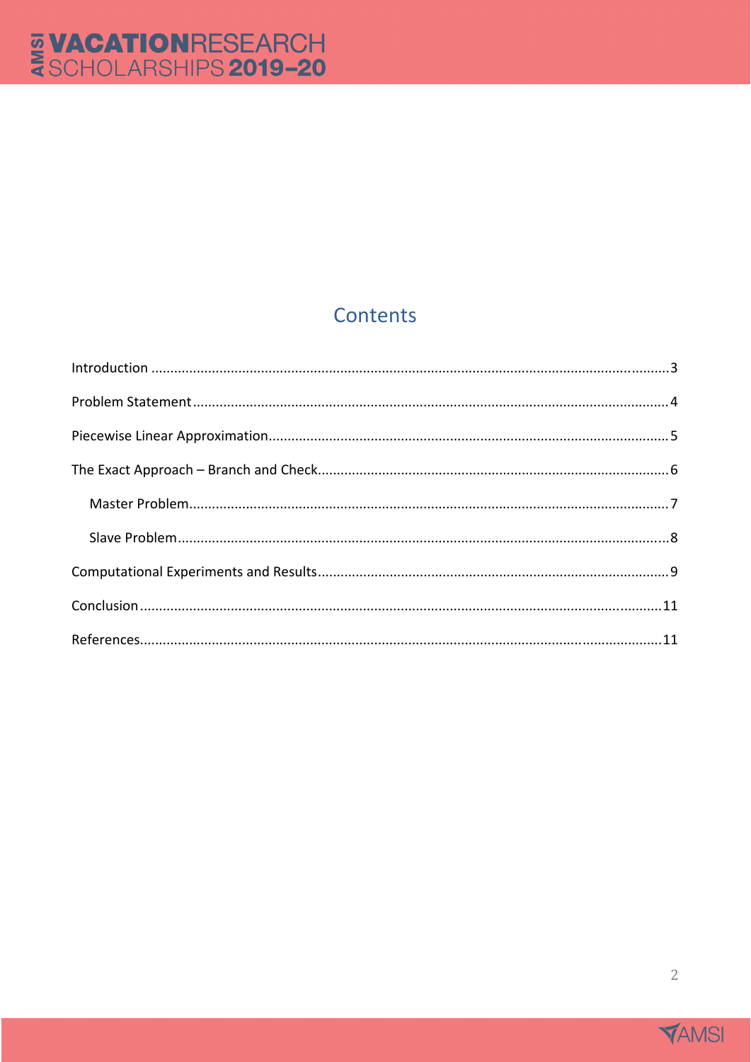## Contents

- Introduction ........................................................................ 3
- Problem Statement ........................................................................ 4
- Piecewise Linear Approximation ........................................................................ 5
- The Exact Approach – Branch and Check ........................................................................ 6
  - Master Problem ........................................................................ 7
  - Slave Problem ........................................................................ 8
- Computational Experiments and Results ........................................................................ 9
- Conclusion ........................................................................ 11
- References ........................................................................ 11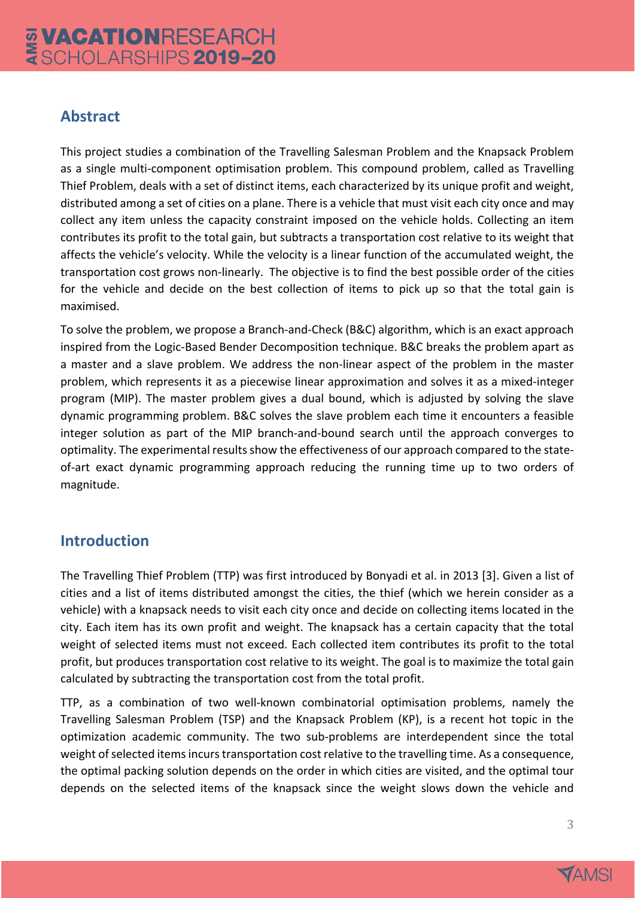## Abstract

This project studies a combination of the Travelling Salesman Problem and the Knapsack Problem as a single multi-component optimisation problem. This compound problem, called as Travelling Thief Problem, deals with a set of distinct items, each characterized by its unique profit and weight, distributed among a set of cities on a plane. There is a vehicle that must visit each city once and may collect any item unless the capacity constraint imposed on the vehicle holds. Collecting an item contributes its profit to the total gain, but subtracts a transportation cost relative to its weight that affects the vehicle's velocity. While the velocity is a linear function of the accumulated weight, the transportation cost grows non-linearly. The objective is to find the best possible order of the cities for the vehicle and decide on the best collection of items to pick up so that the total gain is maximised.

To solve the problem, we propose a Branch-and-Check (B&C) algorithm, which is an exact approach inspired from the Logic-Based Bender Decomposition technique. B&C breaks the problem apart as a master and a slave problem. We address the non-linear aspect of the problem in the master problem, which represents it as a piecewise linear approximation and solves it as a mixed-integer program (MIP). The master problem gives a dual bound, which is adjusted by solving the slave dynamic programming problem. B&C solves the slave problem each time it encounters a feasible integer solution as part of the MIP branch-and-bound search until the approach converges to optimality. The experimental results show the effectiveness of our approach compared to the state-of-art exact dynamic programming approach reducing the running time up to two orders of magnitude.

## Introduction

The Travelling Thief Problem (TTP) was first introduced by Bonyadi et al. in 2013 [3]. Given a list of cities and a list of items distributed amongst the cities, the thief (which we herein consider as a vehicle) with a knapsack needs to visit each city once and decide on collecting items located in the city. Each item has its own profit and weight. The knapsack has a certain capacity that the total weight of selected items must not exceed. Each collected item contributes its profit to the total profit, but produces transportation cost relative to its weight. The goal is to maximize the total gain calculated by subtracting the transportation cost from the total profit.

TTP, as a combination of two well-known combinatorial optimisation problems, namely the Travelling Salesman Problem (TSP) and the Knapsack Problem (KP), is a recent hot topic in the optimization academic community. The two sub-problems are interdependent since the total weight of selected items incurs transportation cost relative to the travelling time. As a consequence, the optimal packing solution depends on the order in which cities are visited, and the optimal tour depends on the selected items of the knapsack since the weight slows down the vehicle and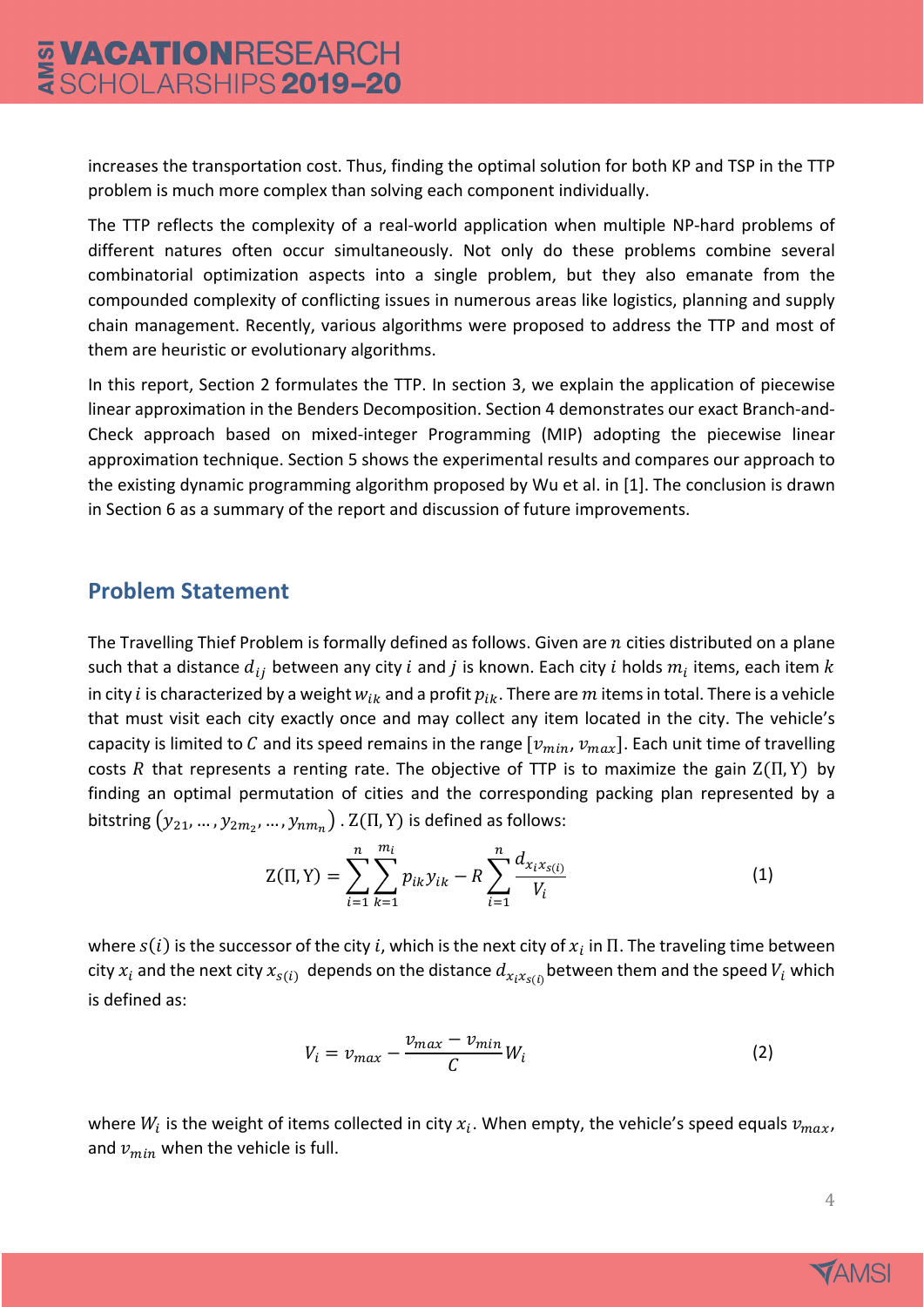increases the transportation cost. Thus, finding the optimal solution for both KP and TSP in the TTP problem is much more complex than solving each component individually.

The TTP reflects the complexity of a real-world application when multiple NP-hard problems of different natures often occur simultaneously. Not only do these problems combine several combinatorial optimization aspects into a single problem, but they also emanate from the compounded complexity of conflicting issues in numerous areas like logistics, planning and supply chain management. Recently, various algorithms were proposed to address the TTP and most of them are heuristic or evolutionary algorithms.

In this report, Section 2 formulates the TTP. In section 3, we explain the application of piecewise linear approximation in the Benders Decomposition. Section 4 demonstrates our exact Branch-and-Check approach based on mixed-integer Programming (MIP) adopting the piecewise linear approximation technique. Section 5 shows the experimental results and compares our approach to the existing dynamic programming algorithm proposed by Wu et al. in [1]. The conclusion is drawn in Section 6 as a summary of the report and discussion of future improvements.

## Problem Statement

The Travelling Thief Problem is formally defined as follows. Given are $n$ cities distributed on a plane such that a distance $d_{ij}$ between any city $i$ and $j$ is known. Each city $i$ holds $m_i$ items, each item $k$ in city $i$ is characterized by a weight $w_{ik}$ and a profit $p_{ik}$. There are $m$ items in total. There is a vehicle that must visit each city exactly once and may collect any item located in the city. The vehicle's capacity is limited to $C$ and its speed remains in the range $[v_{min}, v_{max}]$. Each unit time of travelling costs $R$ that represents a renting rate. The objective of TTP is to maximize the gain $\mathrm{Z}(\Pi, \mathrm{Y})$ by finding an optimal permutation of cities and the corresponding packing plan represented by a bitstring $(y_{21}, \ldots, y_{2m_2}, \ldots, y_{nm_n})$ . $\mathrm{Z}(\Pi, \mathrm{Y})$ is defined as follows:

$$\mathrm{Z}(\Pi, \mathrm{Y}) = \sum_{i=1}^{n} \sum_{k=1}^{m_i} p_{ik} y_{ik} - R \sum_{i=1}^{n} \frac{d_{x_i x_{s(i)}}}{V_i} \tag{1}$$

where $s(i)$ is the successor of the city $i$, which is the next city of $x_i$ in $\Pi$. The traveling time between city $x_i$ and the next city $x_{s(i)}$ depends on the distance $d_{x_i x_{s(i)}}$ between them and the speed $V_i$ which is defined as:

$$V_i = v_{max} - \frac{v_{max} - v_{min}}{C} W_i \tag{2}$$

where $W_i$ is the weight of items collected in city $x_i$. When empty, the vehicle's speed equals $v_{max}$, and $v_{min}$ when the vehicle is full.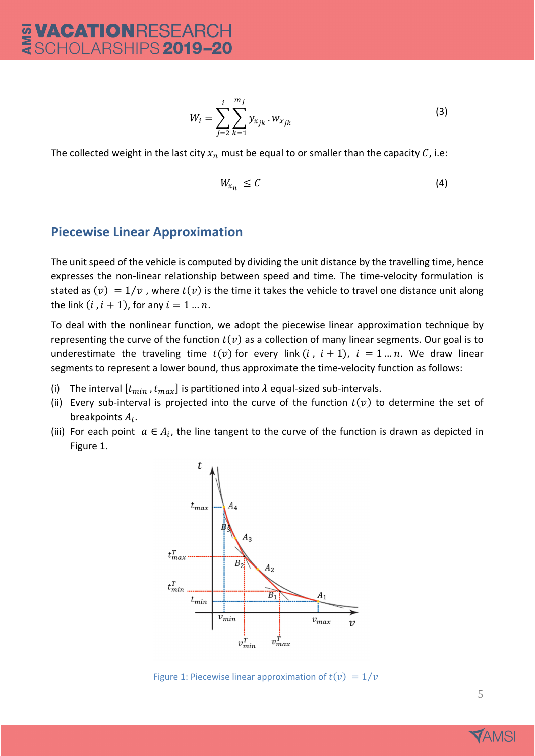$$W_i = \sum_{j=2}^{i} \sum_{k=1}^{m_j} y_{x_{jk}} . w_{x_{jk}} \tag{3}$$

The collected weight in the last city $x_n$ must be equal to or smaller than the capacity $C$, i.e:

$$W_{x_n} \leq C \tag{4}$$

## Piecewise Linear Approximation

The unit speed of the vehicle is computed by dividing the unit distance by the travelling time, hence expresses the non-linear relationship between speed and time. The time-velocity formulation is stated as $(v) = 1/v$ , where $t(v)$ is the time it takes the vehicle to travel one distance unit along the link $(i, i+1)$, for any $i = 1 \ldots n$.

To deal with the nonlinear function, we adopt the piecewise linear approximation technique by representing the curve of the function $t(v)$ as a collection of many linear segments. Our goal is to underestimate the traveling time $t(v)$ for every link $(i, i+1)$, $i = 1 \ldots n$. We draw linear segments to represent a lower bound, thus approximate the time-velocity function as follows:

(i) The interval $[t_{min}, t_{max}]$ is partitioned into $\lambda$ equal-sized sub-intervals.
(ii) Every sub-interval is projected into the curve of the function $t(v)$ to determine the set of breakpoints $A_i$.
(iii) For each point $a \in A_i$, the line tangent to the curve of the function is drawn as depicted in Figure 1.

Figure 1: Piecewise linear approximation of $t(v) = 1/v$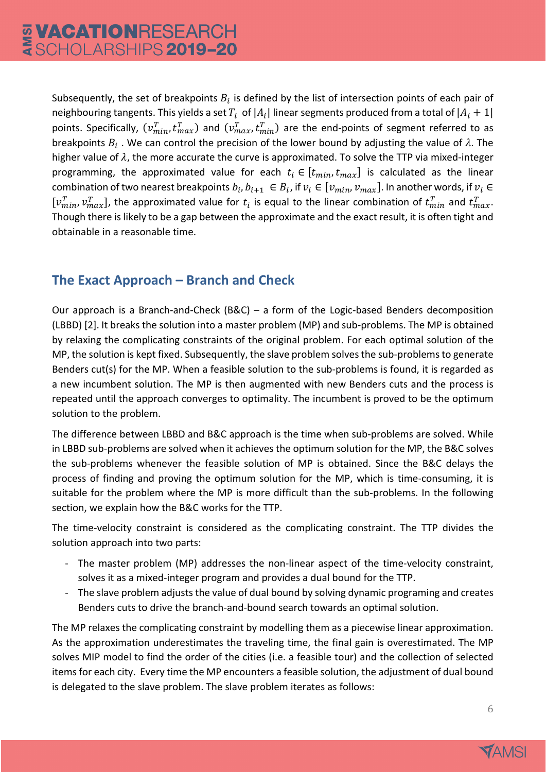Subsequently, the set of breakpoints $B_i$ is defined by the list of intersection points of each pair of neighbouring tangents. This yields a set $T_i$ of $|A_i|$ linear segments produced from a total of $|A_i + 1|$ points. Specifically, $(v_{min}^T, t_{max}^T)$ and $(v_{max}^T, t_{min}^T)$ are the end-points of segment referred to as breakpoints $B_i$ . We can control the precision of the lower bound by adjusting the value of $\lambda$. The higher value of $\lambda$, the more accurate the curve is approximated. To solve the TTP via mixed-integer programming, the approximated value for each $t_i \in [t_{min}, t_{max}]$ is calculated as the linear combination of two nearest breakpoints $b_i, b_{i+1} \in B_i$, if $v_i \in [v_{min}, v_{max}]$. In another words, if $v_i \in [v_{min}^T, v_{max}^T]$, the approximated value for $t_i$ is equal to the linear combination of $t_{min}^T$ and $t_{max}^T$. Though there is likely to be a gap between the approximate and the exact result, it is often tight and obtainable in a reasonable time.

## The Exact Approach – Branch and Check

Our approach is a Branch-and-Check (B&C) – a form of the Logic-based Benders decomposition (LBBD) [2]. It breaks the solution into a master problem (MP) and sub-problems. The MP is obtained by relaxing the complicating constraints of the original problem. For each optimal solution of the MP, the solution is kept fixed. Subsequently, the slave problem solves the sub-problems to generate Benders cut(s) for the MP. When a feasible solution to the sub-problems is found, it is regarded as a new incumbent solution. The MP is then augmented with new Benders cuts and the process is repeated until the approach converges to optimality. The incumbent is proved to be the optimum solution to the problem.

The difference between LBBD and B&C approach is the time when sub-problems are solved. While in LBBD sub-problems are solved when it achieves the optimum solution for the MP, the B&C solves the sub-problems whenever the feasible solution of MP is obtained. Since the B&C delays the process of finding and proving the optimum solution for the MP, which is time-consuming, it is suitable for the problem where the MP is more difficult than the sub-problems. In the following section, we explain how the B&C works for the TTP.

The time-velocity constraint is considered as the complicating constraint. The TTP divides the solution approach into two parts:

- The master problem (MP) addresses the non-linear aspect of the time-velocity constraint, solves it as a mixed-integer program and provides a dual bound for the TTP.
- The slave problem adjusts the value of dual bound by solving dynamic programing and creates Benders cuts to drive the branch-and-bound search towards an optimal solution.

The MP relaxes the complicating constraint by modelling them as a piecewise linear approximation. As the approximation underestimates the traveling time, the final gain is overestimated. The MP solves MIP model to find the order of the cities (i.e. a feasible tour) and the collection of selected items for each city. Every time the MP encounters a feasible solution, the adjustment of dual bound is delegated to the slave problem. The slave problem iterates as follows: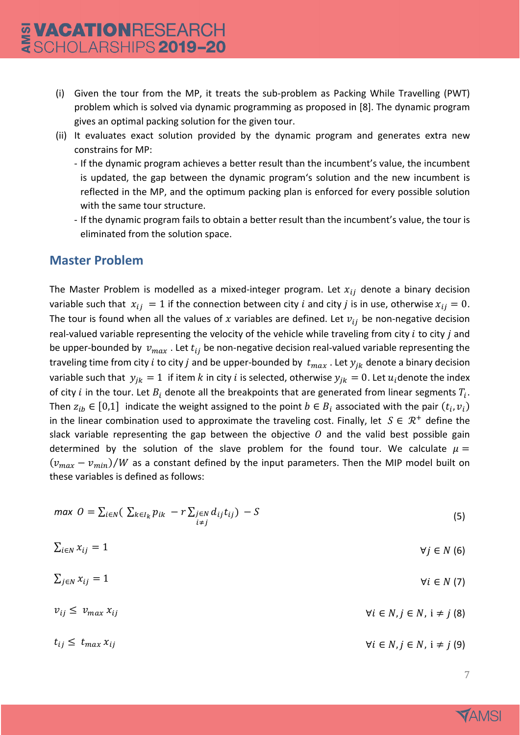(i) Given the tour from the MP, it treats the sub-problem as Packing While Travelling (PWT) problem which is solved via dynamic programming as proposed in [8]. The dynamic program gives an optimal packing solution for the given tour.

(ii) It evaluates exact solution provided by the dynamic program and generates extra new constrains for MP:

- If the dynamic program achieves a better result than the incumbent's value, the incumbent is updated, the gap between the dynamic program's solution and the new incumbent is reflected in the MP, and the optimum packing plan is enforced for every possible solution with the same tour structure.
- If the dynamic program fails to obtain a better result than the incumbent's value, the tour is eliminated from the solution space.

## Master Problem

The Master Problem is modelled as a mixed-integer program. Let $x_{ij}$ denote a binary decision variable such that $x_{ij} = 1$ if the connection between city $i$ and city $j$ is in use, otherwise $x_{ij} = 0$. The tour is found when all the values of $x$ variables are defined. Let $v_{ij}$ be non-negative decision real-valued variable representing the velocity of the vehicle while traveling from city $i$ to city $j$ and be upper-bounded by $v_{max}$. Let $t_{ij}$ be non-negative decision real-valued variable representing the traveling time from city $i$ to city $j$ and be upper-bounded by $t_{max}$. Let $y_{jk}$ denote a binary decision variable such that $y_{jk} = 1$ if item $k$ in city $i$ is selected, otherwise $y_{jk} = 0$. Let $u_i$denote the index of city $i$ in the tour. Let $B_i$ denote all the breakpoints that are generated from linear segments $T_i$. Then $z_{ib} \in [0,1]$ indicate the weight assigned to the point $b \in B_i$ associated with the pair $(t_i, v_i)$ in the linear combination used to approximate the traveling cost. Finally, let $S \in \mathcal{R}^+$ define the slack variable representing the gap between the objective $O$ and the valid best possible gain determined by the solution of the slave problem for the found tour. We calculate $\mu = (v_{max} - v_{min})/W$ as a constant defined by the input parameters. Then the MIP model built on these variables is defined as follows:

$$max\ O = \sum_{i \in N} \Big( \sum_{k \in I_k} p_{ik} - r \sum_{\substack{j \in N \\ i \neq j}} d_{ij} t_{ij} \Big) - S \tag{5}$$

$$\sum_{i \in N} x_{ij} = 1 \qquad \forall j \in N \tag{6}$$

$$\sum_{j \in N} x_{ij} = 1 \qquad \forall i \in N \tag{7}$$

$$v_{ij} \leq v_{max}\, x_{ij} \qquad \forall i \in N, j \in N,\ i \neq j \tag{8}$$

$$t_{ij} \leq t_{max}\, x_{ij} \qquad \forall i \in N, j \in N,\ i \neq j \tag{9}$$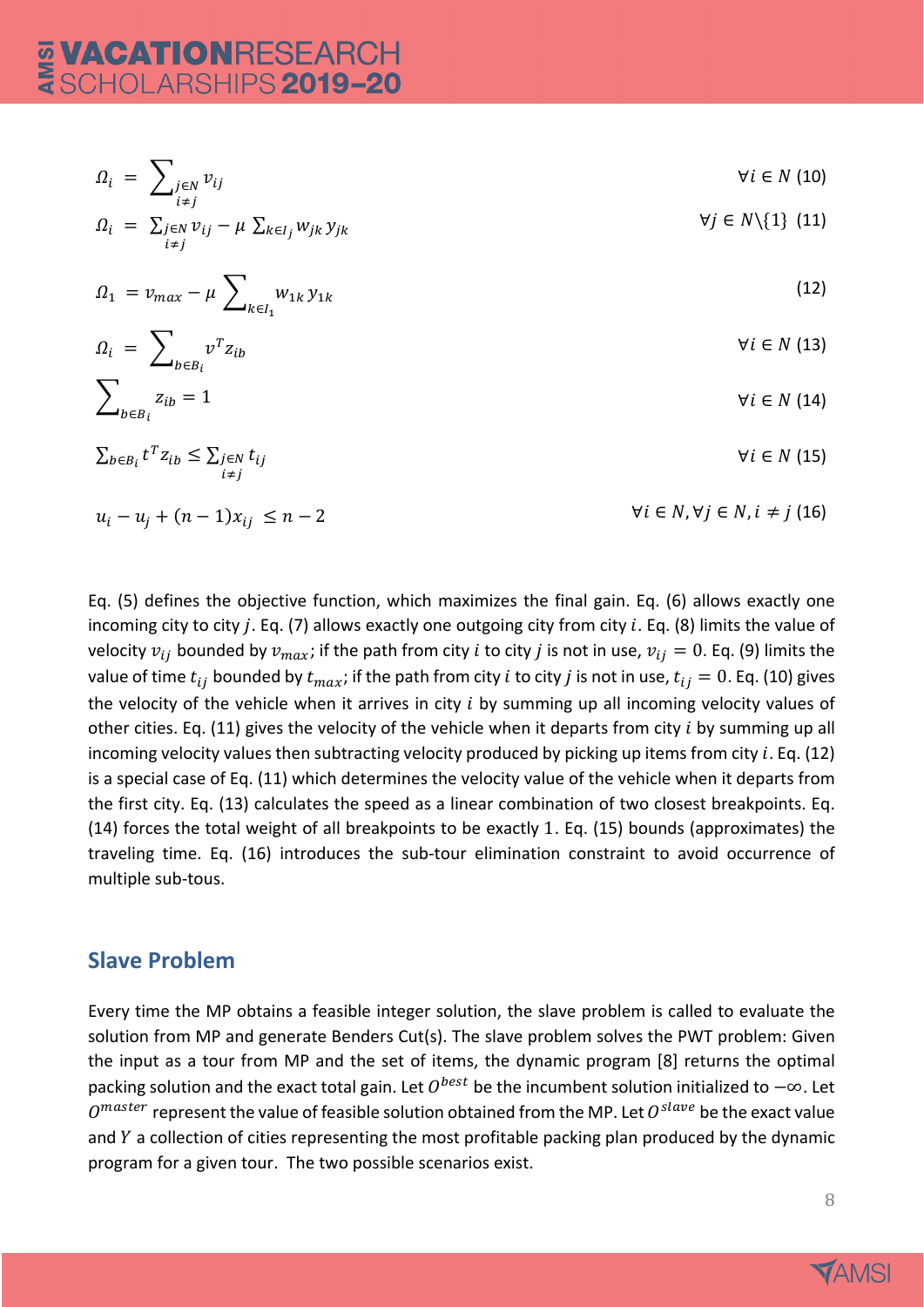$$\Omega_i = \sum_{\substack{j \in N \\ i \neq j}} v_{ij} \qquad \forall i \in N \quad (10)$$

$$\Omega_i = \sum_{\substack{j \in N \\ i \neq j}} v_{ij} - \mu \sum_{k \in I_j} w_{jk}\, y_{jk} \qquad \forall j \in N \backslash \{1\} \quad (11)$$

$$\Omega_1 = v_{max} - \mu \sum_{k \in I_1} w_{1k}\, y_{1k} \quad (12)$$

$$\Omega_i = \sum_{b \in B_i} v^T z_{ib} \qquad \forall i \in N \quad (13)$$

$$\sum_{b \in B_i} z_{ib} = 1 \qquad \forall i \in N \quad (14)$$

$$\sum_{b \in B_i} t^T z_{ib} \leq \sum_{\substack{j \in N \\ i \neq j}} t_{ij} \qquad \forall i \in N \quad (15)$$

$$u_i - u_j + (n-1)x_{ij} \leq n - 2 \qquad \forall i \in N, \forall j \in N, i \neq j \quad (16)$$

Eq. (5) defines the objective function, which maximizes the final gain. Eq. (6) allows exactly one incoming city to city $j$. Eq. (7) allows exactly one outgoing city from city $i$. Eq. (8) limits the value of velocity $v_{ij}$ bounded by $v_{max}$; if the path from city $i$ to city $j$ is not in use, $v_{ij} = 0$. Eq. (9) limits the value of time $t_{ij}$ bounded by $t_{max}$; if the path from city $i$ to city $j$ is not in use, $t_{ij} = 0$. Eq. (10) gives the velocity of the vehicle when it arrives in city $i$ by summing up all incoming velocity values of other cities. Eq. (11) gives the velocity of the vehicle when it departs from city $i$ by summing up all incoming velocity values then subtracting velocity produced by picking up items from city $i$. Eq. (12) is a special case of Eq. (11) which determines the velocity value of the vehicle when it departs from the first city. Eq. (13) calculates the speed as a linear combination of two closest breakpoints. Eq. (14) forces the total weight of all breakpoints to be exactly 1. Eq. (15) bounds (approximates) the traveling time. Eq. (16) introduces the sub-tour elimination constraint to avoid occurrence of multiple sub-tous.

## Slave Problem

Every time the MP obtains a feasible integer solution, the slave problem is called to evaluate the solution from MP and generate Benders Cut(s). The slave problem solves the PWT problem: Given the input as a tour from MP and the set of items, the dynamic program [8] returns the optimal packing solution and the exact total gain. Let $O^{best}$ be the incumbent solution initialized to $-\infty$. Let $O^{master}$ represent the value of feasible solution obtained from the MP. Let $O^{slave}$ be the exact value and $Y$ a collection of cities representing the most profitable packing plan produced by the dynamic program for a given tour. The two possible scenarios exist.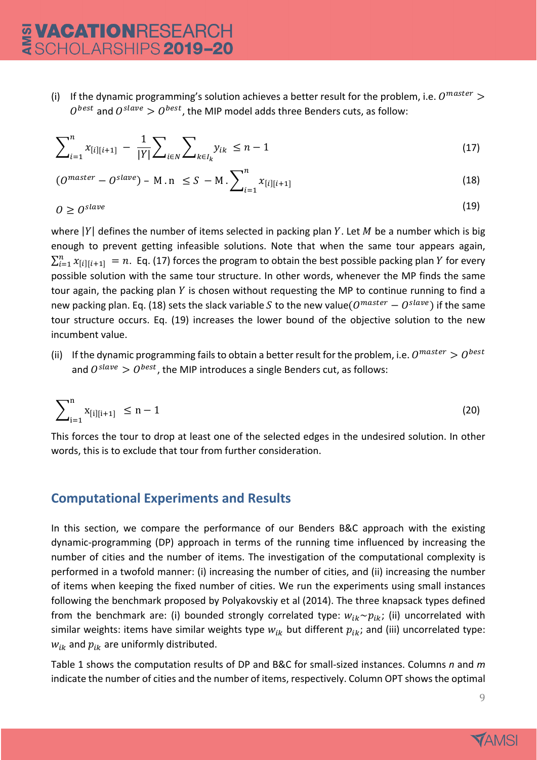(i) If the dynamic programming's solution achieves a better result for the problem, i.e. $O^{master} > O^{best}$ and $O^{slave} > O^{best}$, the MIP model adds three Benders cuts, as follow:

$$\sum_{i=1}^{n} x_{[i][i+1]} - \frac{1}{|Y|}\sum_{i\in N}\sum_{k\in I_k} y_{ik} \leq n-1 \tag{17}$$

$$(O^{master} - O^{slave}) - \mathrm{M}\,.\,\mathrm{n} \leq S - \mathrm{M}\,.\sum_{i=1}^{n} x_{[i][i+1]} \tag{18}$$

$$O \geq O^{slave} \tag{19}$$

where $|Y|$ defines the number of items selected in packing plan $Y$. Let $M$ be a number which is big enough to prevent getting infeasible solutions. Note that when the same tour appears again, $\sum_{i=1}^{n} x_{[i][i+1]} = n$. Eq. (17) forces the program to obtain the best possible packing plan $Y$ for every possible solution with the same tour structure. In other words, whenever the MP finds the same tour again, the packing plan $Y$ is chosen without requesting the MP to continue running to find a new packing plan. Eq. (18) sets the slack variable $S$ to the new value($O^{master} - O^{slave}$) if the same tour structure occurs. Eq. (19) increases the lower bound of the objective solution to the new incumbent value.

(ii) If the dynamic programming fails to obtain a better result for the problem, i.e. $O^{master} > O^{best}$ and $O^{slave} > O^{best}$, the MIP introduces a single Benders cut, as follows:

$$\sum_{i=1}^{n} x_{[i][i+1]} \leq n-1 \tag{20}$$

This forces the tour to drop at least one of the selected edges in the undesired solution. In other words, this is to exclude that tour from further consideration.

## Computational Experiments and Results

In this section, we compare the performance of our Benders B&C approach with the existing dynamic-programming (DP) approach in terms of the running time influenced by increasing the number of cities and the number of items. The investigation of the computational complexity is performed in a twofold manner: (i) increasing the number of cities, and (ii) increasing the number of items when keeping the fixed number of cities. We run the experiments using small instances following the benchmark proposed by Polyakovskiy et al (2014). The three knapsack types defined from the benchmark are: (i) bounded strongly correlated type: $w_{ik} \sim p_{ik}$; (ii) uncorrelated with similar weights: items have similar weights type $w_{ik}$ but different $p_{ik}$; and (iii) uncorrelated type: $w_{ik}$ and $p_{ik}$ are uniformly distributed.

Table 1 shows the computation results of DP and B&C for small-sized instances. Columns $n$ and $m$ indicate the number of cities and the number of items, respectively. Column OPT shows the optimal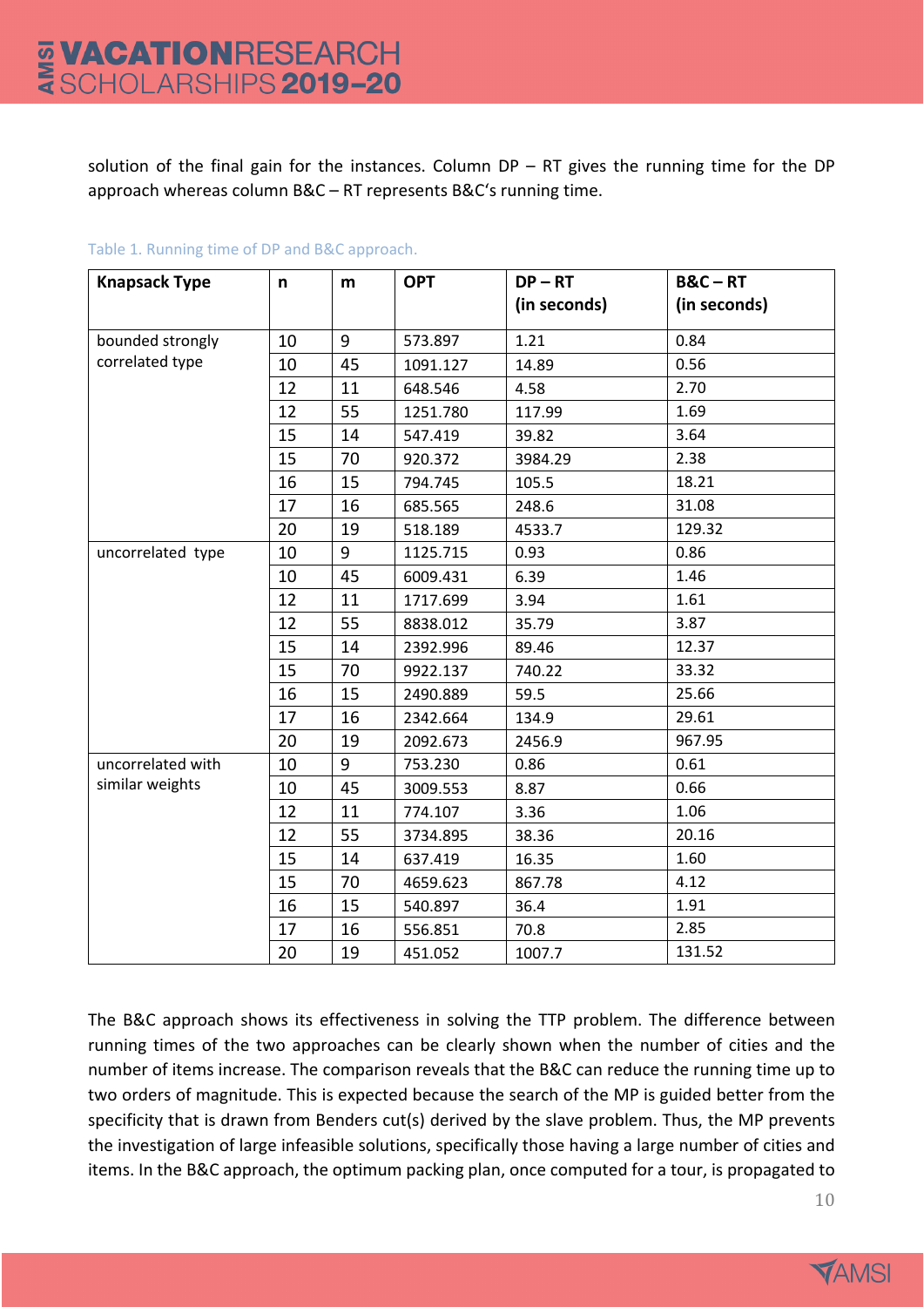solution of the final gain for the instances. Column DP – RT gives the running time for the DP approach whereas column B&C – RT represents B&C's running time.

Table 1. Running time of DP and B&C approach.

| Knapsack Type | n | m | OPT | DP – RT (in seconds) | B&C – RT (in seconds) |
|---|---|---|---|---|---|
| bounded strongly correlated type | 10 | 9 | 573.897 | 1.21 | 0.84 |
| | 10 | 45 | 1091.127 | 14.89 | 0.56 |
| | 12 | 11 | 648.546 | 4.58 | 2.70 |
| | 12 | 55 | 1251.780 | 117.99 | 1.69 |
| | 15 | 14 | 547.419 | 39.82 | 3.64 |
| | 15 | 70 | 920.372 | 3984.29 | 2.38 |
| | 16 | 15 | 794.745 | 105.5 | 18.21 |
| | 17 | 16 | 685.565 | 248.6 | 31.08 |
| | 20 | 19 | 518.189 | 4533.7 | 129.32 |
| uncorrelated type | 10 | 9 | 1125.715 | 0.93 | 0.86 |
| | 10 | 45 | 6009.431 | 6.39 | 1.46 |
| | 12 | 11 | 1717.699 | 3.94 | 1.61 |
| | 12 | 55 | 8838.012 | 35.79 | 3.87 |
| | 15 | 14 | 2392.996 | 89.46 | 12.37 |
| | 15 | 70 | 9922.137 | 740.22 | 33.32 |
| | 16 | 15 | 2490.889 | 59.5 | 25.66 |
| | 17 | 16 | 2342.664 | 134.9 | 29.61 |
| | 20 | 19 | 2092.673 | 2456.9 | 967.95 |
| uncorrelated with similar weights | 10 | 9 | 753.230 | 0.86 | 0.61 |
| | 10 | 45 | 3009.553 | 8.87 | 0.66 |
| | 12 | 11 | 774.107 | 3.36 | 1.06 |
| | 12 | 55 | 3734.895 | 38.36 | 20.16 |
| | 15 | 14 | 637.419 | 16.35 | 1.60 |
| | 15 | 70 | 4659.623 | 867.78 | 4.12 |
| | 16 | 15 | 540.897 | 36.4 | 1.91 |
| | 17 | 16 | 556.851 | 70.8 | 2.85 |
| | 20 | 19 | 451.052 | 1007.7 | 131.52 |

The B&C approach shows its effectiveness in solving the TTP problem. The difference between running times of the two approaches can be clearly shown when the number of cities and the number of items increase. The comparison reveals that the B&C can reduce the running time up to two orders of magnitude. This is expected because the search of the MP is guided better from the specificity that is drawn from Benders cut(s) derived by the slave problem. Thus, the MP prevents the investigation of large infeasible solutions, specifically those having a large number of cities and items. In the B&C approach, the optimum packing plan, once computed for a tour, is propagated to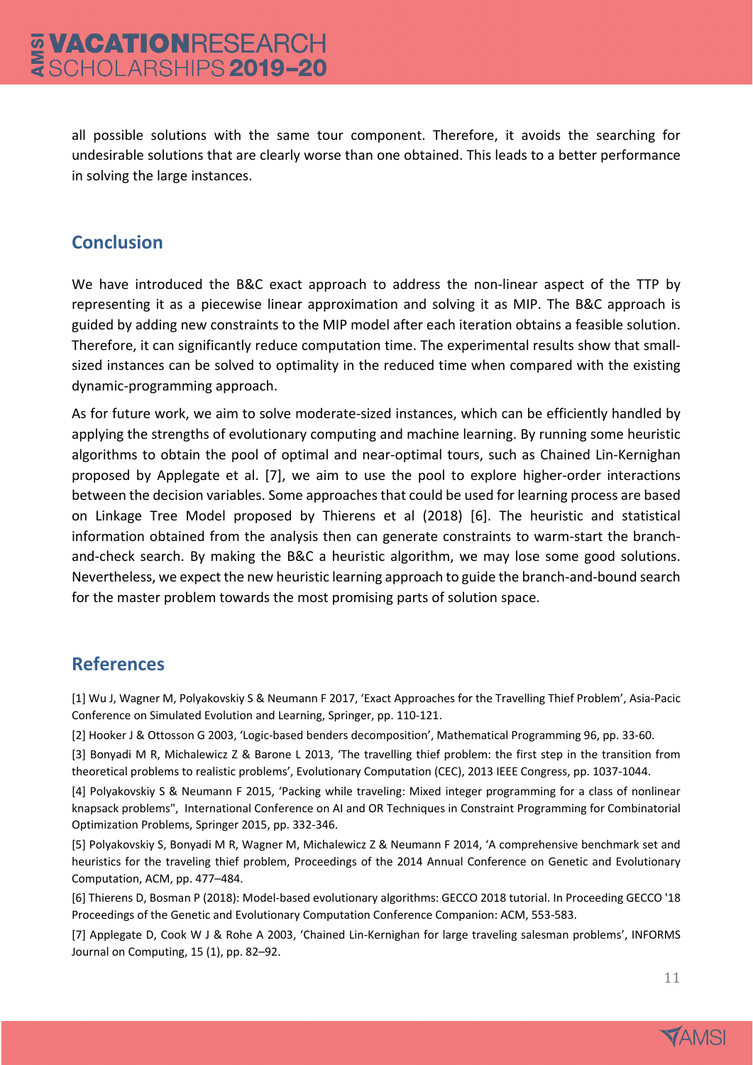all possible solutions with the same tour component. Therefore, it avoids the searching for undesirable solutions that are clearly worse than one obtained. This leads to a better performance in solving the large instances.

## Conclusion

We have introduced the B&C exact approach to address the non-linear aspect of the TTP by representing it as a piecewise linear approximation and solving it as MIP. The B&C approach is guided by adding new constraints to the MIP model after each iteration obtains a feasible solution. Therefore, it can significantly reduce computation time. The experimental results show that small-sized instances can be solved to optimality in the reduced time when compared with the existing dynamic-programming approach.

As for future work, we aim to solve moderate-sized instances, which can be efficiently handled by applying the strengths of evolutionary computing and machine learning. By running some heuristic algorithms to obtain the pool of optimal and near-optimal tours, such as Chained Lin-Kernighan proposed by Applegate et al. [7], we aim to use the pool to explore higher-order interactions between the decision variables. Some approaches that could be used for learning process are based on Linkage Tree Model proposed by Thierens et al (2018) [6]. The heuristic and statistical information obtained from the analysis then can generate constraints to warm-start the branch-and-check search. By making the B&C a heuristic algorithm, we may lose some good solutions. Nevertheless, we expect the new heuristic learning approach to guide the branch-and-bound search for the master problem towards the most promising parts of solution space.

## References

[1] Wu J, Wagner M, Polyakovskiy S & Neumann F 2017, 'Exact Approaches for the Travelling Thief Problem', Asia-Pacic Conference on Simulated Evolution and Learning, Springer, pp. 110-121.

[2] Hooker J & Ottosson G 2003, 'Logic-based benders decomposition', Mathematical Programming 96, pp. 33-60.

[3] Bonyadi M R, Michalewicz Z & Barone L 2013, 'The travelling thief problem: the first step in the transition from theoretical problems to realistic problems', Evolutionary Computation (CEC), 2013 IEEE Congress, pp. 1037-1044.

[4] Polyakovskiy S & Neumann F 2015, 'Packing while traveling: Mixed integer programming for a class of nonlinear knapsack problems", International Conference on AI and OR Techniques in Constraint Programming for Combinatorial Optimization Problems, Springer 2015, pp. 332-346.

[5] Polyakovskiy S, Bonyadi M R, Wagner M, Michalewicz Z & Neumann F 2014, 'A comprehensive benchmark set and heuristics for the traveling thief problem, Proceedings of the 2014 Annual Conference on Genetic and Evolutionary Computation, ACM, pp. 477–484.

[6] Thierens D, Bosman P (2018): Model-based evolutionary algorithms: GECCO 2018 tutorial. In Proceeding GECCO '18 Proceedings of the Genetic and Evolutionary Computation Conference Companion: ACM, 553-583.

[7] Applegate D, Cook W J & Rohe A 2003, 'Chained Lin-Kernighan for large traveling salesman problems', INFORMS Journal on Computing, 15 (1), pp. 82–92.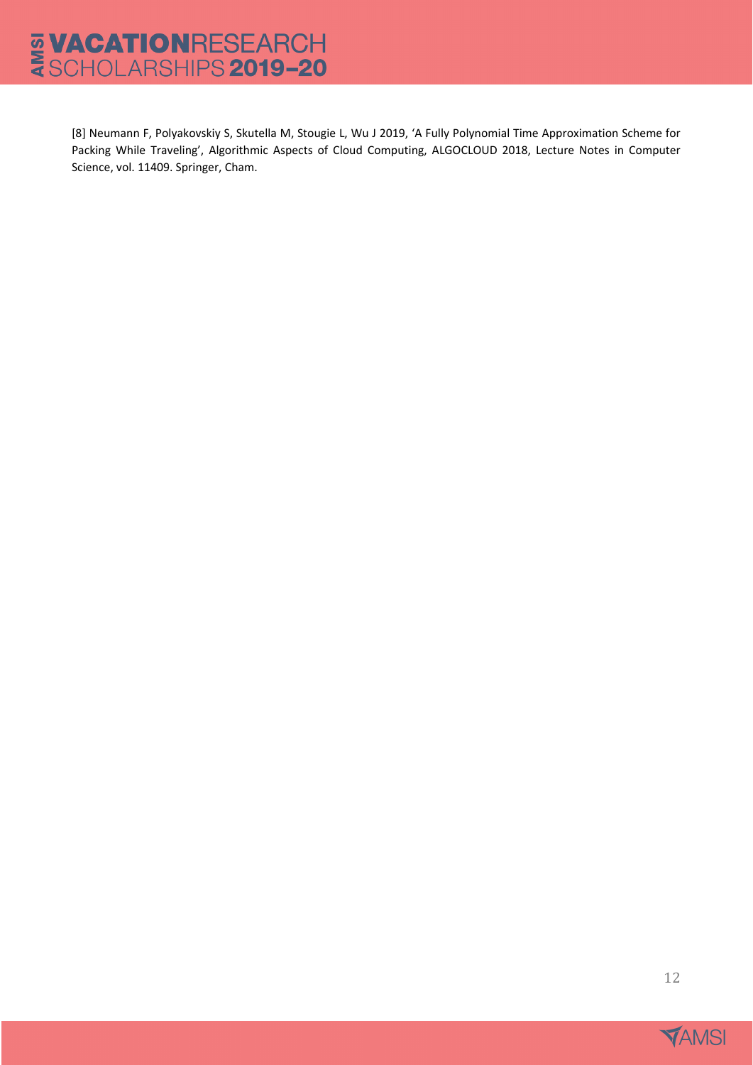[8] Neumann F, Polyakovskiy S, Skutella M, Stougie L, Wu J 2019, 'A Fully Polynomial Time Approximation Scheme for Packing While Traveling', Algorithmic Aspects of Cloud Computing, ALGOCLOUD 2018, Lecture Notes in Computer Science, vol. 11409. Springer, Cham.